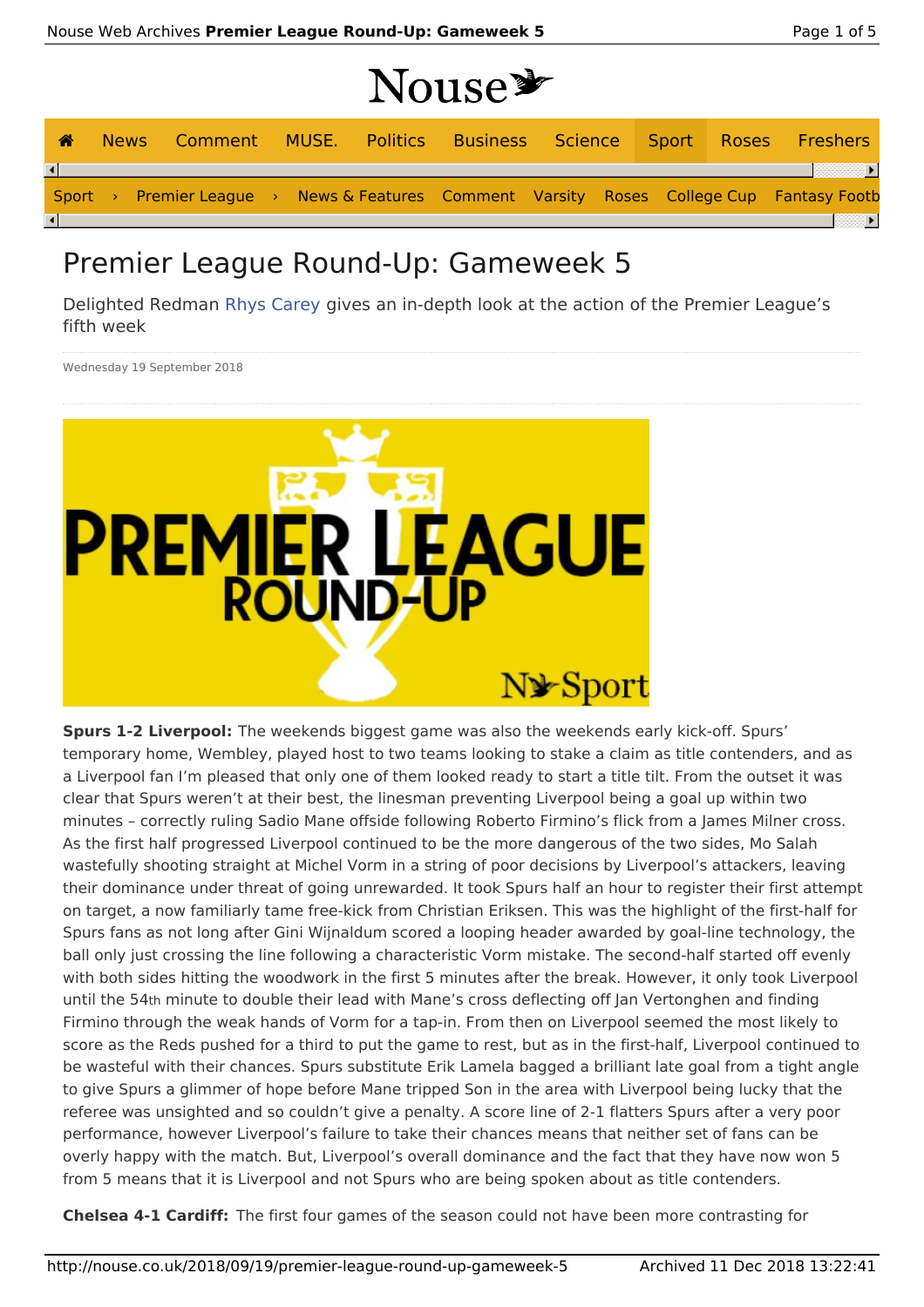# Premier League Round-Up: Gameweek 5

Delighted Redman Rhys Carey gives an in-depth look at the action of the Premier League's fifth week

Wednesday 19 September 2018

**Spurs 1-2 Liverpool:** The weekends biggest game was also the weekends early kick-off. Spurs' temporary home, Wembley, played host to two teams looking to stake a claim as title contenders, and as a Liverpool fan I'm pleased that only one of them looked ready to start a title tilt. From the outset it was clear that Spurs weren't at their best, the linesman preventing Liverpool being a goal up within two minutes – correctly ruling Sadio Mane offside following Roberto Firmino's flick from a James Milner cross. As the first half progressed Liverpool continued to be the more dangerous of the two sides, Mo Salah wastefully shooting straight at Michel Vorm in a string of poor decisions by Liverpool's attackers, leaving their dominance under threat of going unrewarded. It took Spurs half an hour to register their first attempt on target, a now familiarly tame free-kick from Christian Eriksen. This was the highlight of the first-half for Spurs fans as not long after Gini Wijnaldum scored a looping header awarded by goal-line technology, the ball only just crossing the line following a characteristic Vorm mistake. The second-half started off evenly with both sides hitting the woodwork in the first 5 minutes after the break. However, it only took Liverpool until the 54th minute to double their lead with Mane's cross deflecting off Jan Vertonghen and finding Firmino through the weak hands of Vorm for a tap-in. From then on Liverpool seemed the most likely to score as the Reds pushed for a third to put the game to rest, but as in the first-half, Liverpool continued to be wasteful with their chances. Spurs substitute Erik Lamela bagged a brilliant late goal from a tight angle to give Spurs a glimmer of hope before Mane tripped Son in the area with Liverpool being lucky that the referee was unsighted and so couldn't give a penalty. A score line of 2-1 flatters Spurs after a very poor performance, however Liverpool's failure to take their chances means that neither set of fans can be overly happy with the match. But, Liverpool's overall dominance and the fact that they have now won 5 from 5 means that it is Liverpool and not Spurs who are being spoken about as title contenders.

**Chelsea 4-1 Cardiff:** The first four games of the season could not have been more contrasting for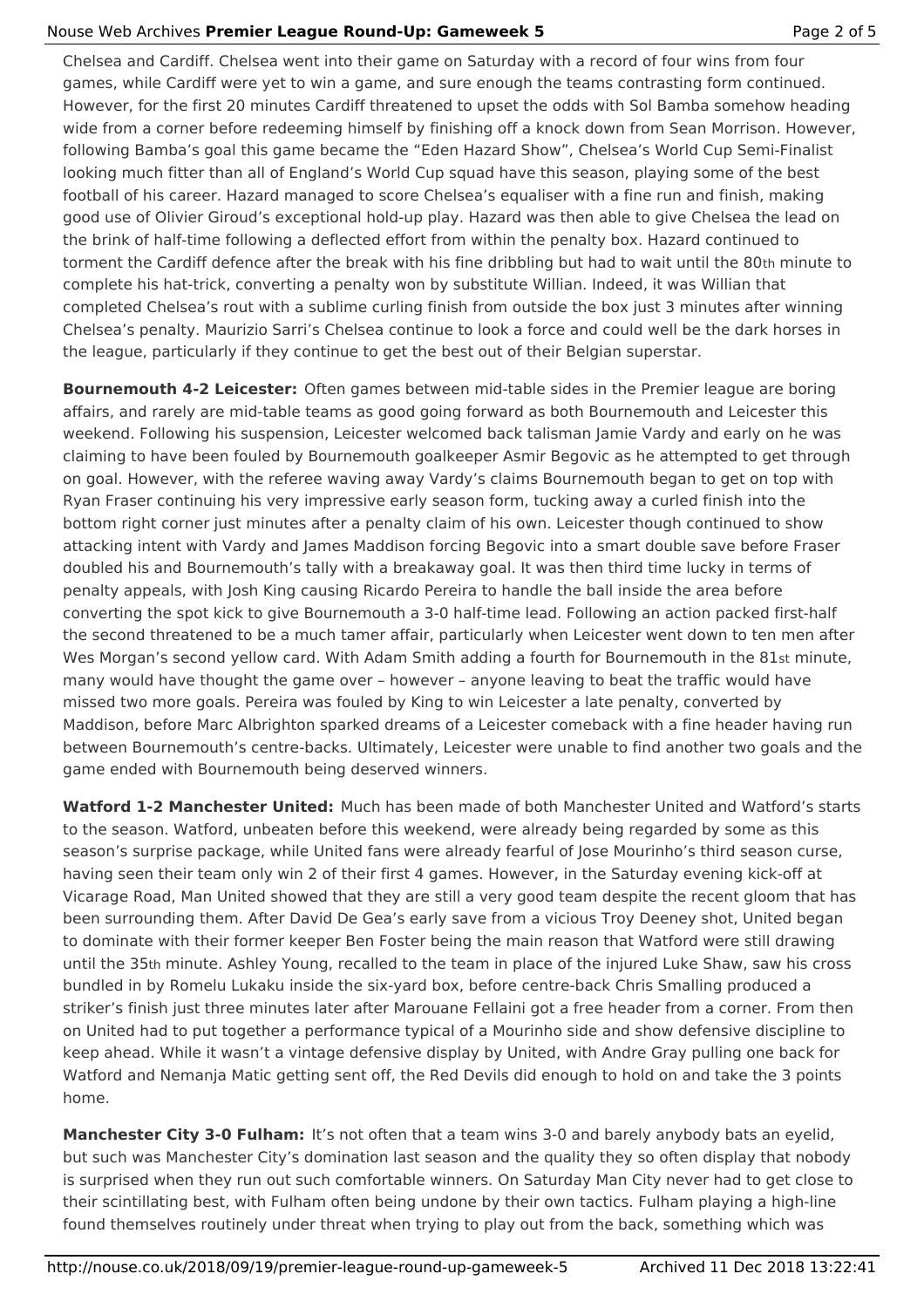Chelsea and Cardiff. Chelsea went into their game on Saturday with a record of four wins from four games, while Cardiff were yet to win a game, and sure enough the teams contrasting form continued. However, for the first 20 minutes Cardiff threatened to upset the odds with Sol Bamba somehow heading wide from a corner before redeeming himself by finishing off a knock down from Sean Morrison. However, following Bamba's goal this game became the "Eden Hazard Show", Chelsea's World Cup Semi-Finalist looking much fitter than all of England's World Cup squad have this season, playing some of the best football of his career. Hazard managed to score Chelsea's equaliser with a fine run and finish, making good use of Olivier Giroud's exceptional hold-up play. Hazard was then able to give Chelsea the lead on the brink of half-time following a deflected effort from within the penalty box. Hazard continued to torment the Cardiff defence after the break with his fine dribbling but had to wait until the 80th minute to complete his hat-trick, converting a penalty won by substitute Willian. Indeed, it was Willian that completed Chelsea's rout with a sublime curling finish from outside the box just 3 minutes after winning Chelsea's penalty. Maurizio Sarri's Chelsea continue to look a force and could well be the dark horses in the league, particularly if they continue to get the best out of their Belgian superstar.

**Bournemouth 4-2 Leicester:** Often games between mid-table sides in the Premier league are boring affairs, and rarely are mid-table teams as good going forward as both Bournemouth and Leicester this weekend. Following his suspension, Leicester welcomed back talisman Jamie Vardy and early on he was claiming to have been fouled by Bournemouth goalkeeper Asmir Begovic as he attempted to get through on goal. However, with the referee waving away Vardy's claims Bournemouth began to get on top with Ryan Fraser continuing his very impressive early season form, tucking away a curled finish into the bottom right corner just minutes after a penalty claim of his own. Leicester though continued to show attacking intent with Vardy and James Maddison forcing Begovic into a smart double save before Fraser doubled his and Bournemouth's tally with a breakaway goal. It was then third time lucky in terms of penalty appeals, with Josh King causing Ricardo Pereira to handle the ball inside the area before converting the spot kick to give Bournemouth a 3-0 half-time lead. Following an action packed first-half the second threatened to be a much tamer affair, particularly when Leicester went down to ten men after Wes Morgan's second yellow card. With Adam Smith adding a fourth for Bournemouth in the 81st minute, many would have thought the game over – however – anyone leaving to beat the traffic would have missed two more goals. Pereira was fouled by King to win Leicester a late penalty, converted by Maddison, before Marc Albrighton sparked dreams of a Leicester comeback with a fine header having run between Bournemouth's centre-backs. Ultimately, Leicester were unable to find another two goals and the game ended with Bournemouth being deserved winners.

**Watford 1-2 Manchester United:** Much has been made of both Manchester United and Watford's starts to the season. Watford, unbeaten before this weekend, were already being regarded by some as this season's surprise package, while United fans were already fearful of Jose Mourinho's third season curse, having seen their team only win 2 of their first 4 games. However, in the Saturday evening kick-off at Vicarage Road, Man United showed that they are still a very good team despite the recent gloom that has been surrounding them. After David De Gea's early save from a vicious Troy Deeney shot, United began to dominate with their former keeper Ben Foster being the main reason that Watford were still drawing until the 35th minute. Ashley Young, recalled to the team in place of the injured Luke Shaw, saw his cross bundled in by Romelu Lukaku inside the six-yard box, before centre-back Chris Smalling produced a striker's finish just three minutes later after Marouane Fellaini got a free header from a corner. From then on United had to put together a performance typical of a Mourinho side and show defensive discipline to keep ahead. While it wasn't a vintage defensive display by United, with Andre Gray pulling one back for Watford and Nemanja Matic getting sent off, the Red Devils did enough to hold on and take the 3 points home.

**Manchester City 3-0 Fulham:** It's not often that a team wins 3-0 and barely anybody bats an eyelid, but such was Manchester City's domination last season and the quality they so often display that nobody is surprised when they run out such comfortable winners. On Saturday Man City never had to get close to their scintillating best, with Fulham often being undone by their own tactics. Fulham playing a high-line found themselves routinely under threat when trying to play out from the back, something which was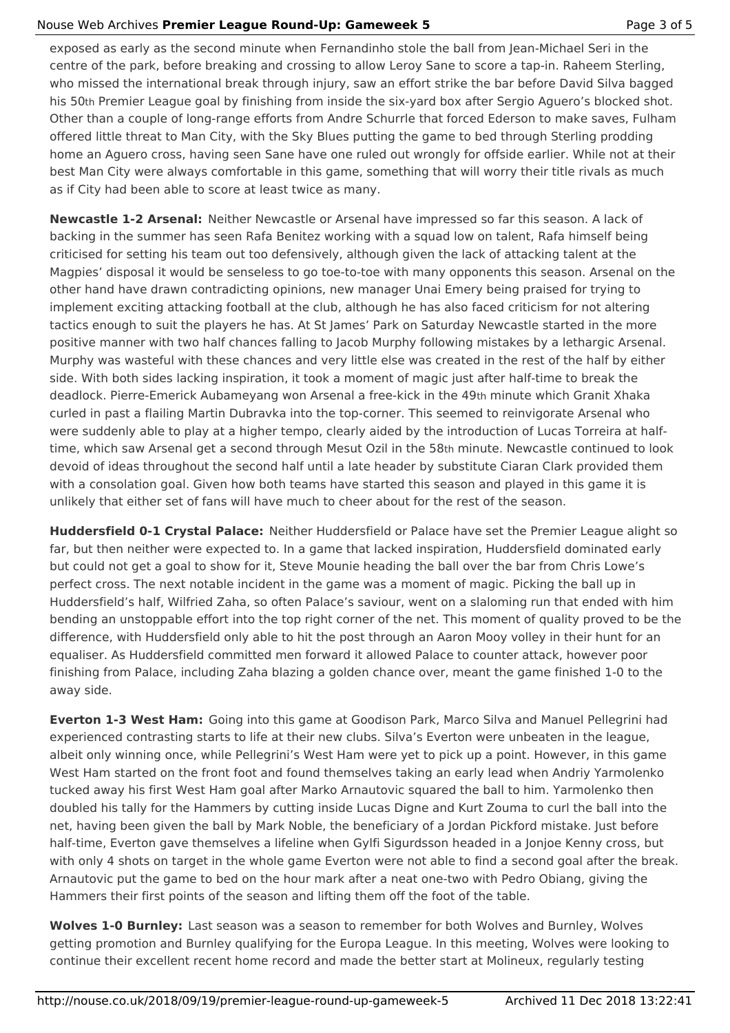exposed as early as the second minute when Fernandinho stole the ball from Jean-Michael Seri in the centre of the park, before breaking and crossing to allow Leroy Sane to score a tap-in. Raheem Sterling, who missed the international break through injury, saw an effort strike the bar before David Silva bagged his 50th Premier League goal by finishing from inside the six-yard box after Sergio Aguero's blocked shot. Other than a couple of long-range efforts from Andre Schurrle that forced Ederson to make saves, Fulham offered little threat to Man City, with the Sky Blues putting the game to bed through Sterling prodding home an Aguero cross, having seen Sane have one ruled out wrongly for offside earlier. While not at their best Man City were always comfortable in this game, something that will worry their title rivals as much as if City had been able to score at least twice as many.

**Newcastle 1-2 Arsenal:** Neither Newcastle or Arsenal have impressed so far this season. A lack of backing in the summer has seen Rafa Benitez working with a squad low on talent, Rafa himself being criticised for setting his team out too defensively, although given the lack of attacking talent at the Magpies' disposal it would be senseless to go toe-to-toe with many opponents this season. Arsenal on the other hand have drawn contradicting opinions, new manager Unai Emery being praised for trying to implement exciting attacking football at the club, although he has also faced criticism for not altering tactics enough to suit the players he has. At St James' Park on Saturday Newcastle started in the more positive manner with two half chances falling to Jacob Murphy following mistakes by a lethargic Arsenal. Murphy was wasteful with these chances and very little else was created in the rest of the half by either side. With both sides lacking inspiration, it took a moment of magic just after half-time to break the deadlock. Pierre-Emerick Aubameyang won Arsenal a free-kick in the 49th minute which Granit Xhaka curled in past a flailing Martin Dubravka into the top-corner. This seemed to reinvigorate Arsenal who were suddenly able to play at a higher tempo, clearly aided by the introduction of Lucas Torreira at half-time, which saw Arsenal get a second through Mesut Ozil in the 58th minute. Newcastle continued to look devoid of ideas throughout the second half until a late header by substitute Ciaran Clark provided them with a consolation goal. Given how both teams have started this season and played in this game it is unlikely that either set of fans will have much to cheer about for the rest of the season.

**Huddersfield 0-1 Crystal Palace:** Neither Huddersfield or Palace have set the Premier League alight so far, but then neither were expected to. In a game that lacked inspiration, Huddersfield dominated early but could not get a goal to show for it, Steve Mounie heading the ball over the bar from Chris Lowe's perfect cross. The next notable incident in the game was a moment of magic. Picking the ball up in Huddersfield's half, Wilfried Zaha, so often Palace's saviour, went on a slaloming run that ended with him bending an unstoppable effort into the top right corner of the net. This moment of quality proved to be the difference, with Huddersfield only able to hit the post through an Aaron Mooy volley in their hunt for an equaliser. As Huddersfield committed men forward it allowed Palace to counter attack, however poor finishing from Palace, including Zaha blazing a golden chance over, meant the game finished 1-0 to the away side.

**Everton 1-3 West Ham:** Going into this game at Goodison Park, Marco Silva and Manuel Pellegrini had experienced contrasting starts to life at their new clubs. Silva's Everton were unbeaten in the league, albeit only winning once, while Pellegrini's West Ham were yet to pick up a point. However, in this game West Ham started on the front foot and found themselves taking an early lead when Andriy Yarmolenko tucked away his first West Ham goal after Marko Arnautovic squared the ball to him. Yarmolenko then doubled his tally for the Hammers by cutting inside Lucas Digne and Kurt Zouma to curl the ball into the net, having been given the ball by Mark Noble, the beneficiary of a Jordan Pickford mistake. Just before half-time, Everton gave themselves a lifeline when Gylfi Sigurdsson headed in a Jonjoe Kenny cross, but with only 4 shots on target in the whole game Everton were not able to find a second goal after the break. Arnautovic put the game to bed on the hour mark after a neat one-two with Pedro Obiang, giving the Hammers their first points of the season and lifting them off the foot of the table.

**Wolves 1-0 Burnley:** Last season was a season to remember for both Wolves and Burnley, Wolves getting promotion and Burnley qualifying for the Europa League. In this meeting, Wolves were looking to continue their excellent recent home record and made the better start at Molineux, regularly testing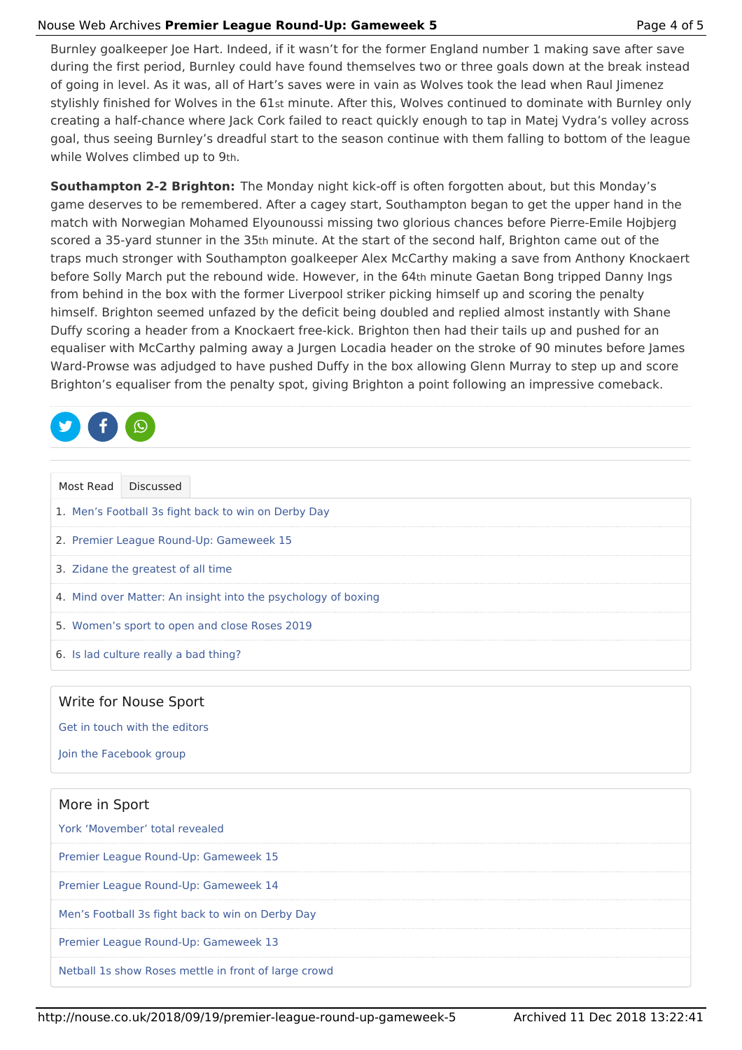Burnley goalkeeper Joe Hart. Indeed, if it wasn't for the former England number 1 making save after save during the first period, Burnley could have found themselves two or three goals down at the break instead of going in level. As it was, all of Hart's saves were in vain as Wolves took the lead when Raul Jimenez stylishly finished for Wolves in the 61st minute. After this, Wolves continued to dominate with Burnley only creating a half-chance where Jack Cork failed to react quickly enough to tap in Matej Vydra's volley across goal, thus seeing Burnley's dreadful start to the season continue with them falling to bottom of the league while Wolves climbed up to 9th.

**Southampton 2-2 Brighton:** The Monday night kick-off is often forgotten about, but this Monday's game deserves to be remembered. After a cagey start, Southampton began to get the upper hand in the match with Norwegian Mohamed Elyounoussi missing two glorious chances before Pierre-Emile Hojbjerg scored a 35-yard stunner in the 35th minute. At the start of the second half, Brighton came out of the traps much stronger with Southampton goalkeeper Alex McCarthy making a save from Anthony Knockaert before Solly March put the rebound wide. However, in the 64th minute Gaetan Bong tripped Danny Ings from behind in the box with the former Liverpool striker picking himself up and scoring the penalty himself. Brighton seemed unfazed by the deficit being doubled and replied almost instantly with Shane Duffy scoring a header from a Knockaert free-kick. Brighton then had their tails up and pushed for an equaliser with McCarthy palming away a Jurgen Locadia header on the stroke of 90 minutes before James Ward-Prowse was adjudged to have pushed Duffy in the box allowing Glenn Murray to step up and score Brighton's equaliser from the penalty spot, giving Brighton a point following an impressive comeback.

Most Read | Discussed

1. Men's Football 3s fight back to win on Derby Day
2. Premier League Round-Up: Gameweek 15
3. Zidane the greatest of all time
4. Mind over Matter: An insight into the psychology of boxing
5. Women's sport to open and close Roses 2019
6. Is lad culture really a bad thing?

### Write for Nouse Sport

Get in touch with the editors

Join the Facebook group

### More in Sport

York 'Movember' total revealed

Premier League Round-Up: Gameweek 15

Premier League Round-Up: Gameweek 14

Men's Football 3s fight back to win on Derby Day

Premier League Round-Up: Gameweek 13

Netball 1s show Roses mettle in front of large crowd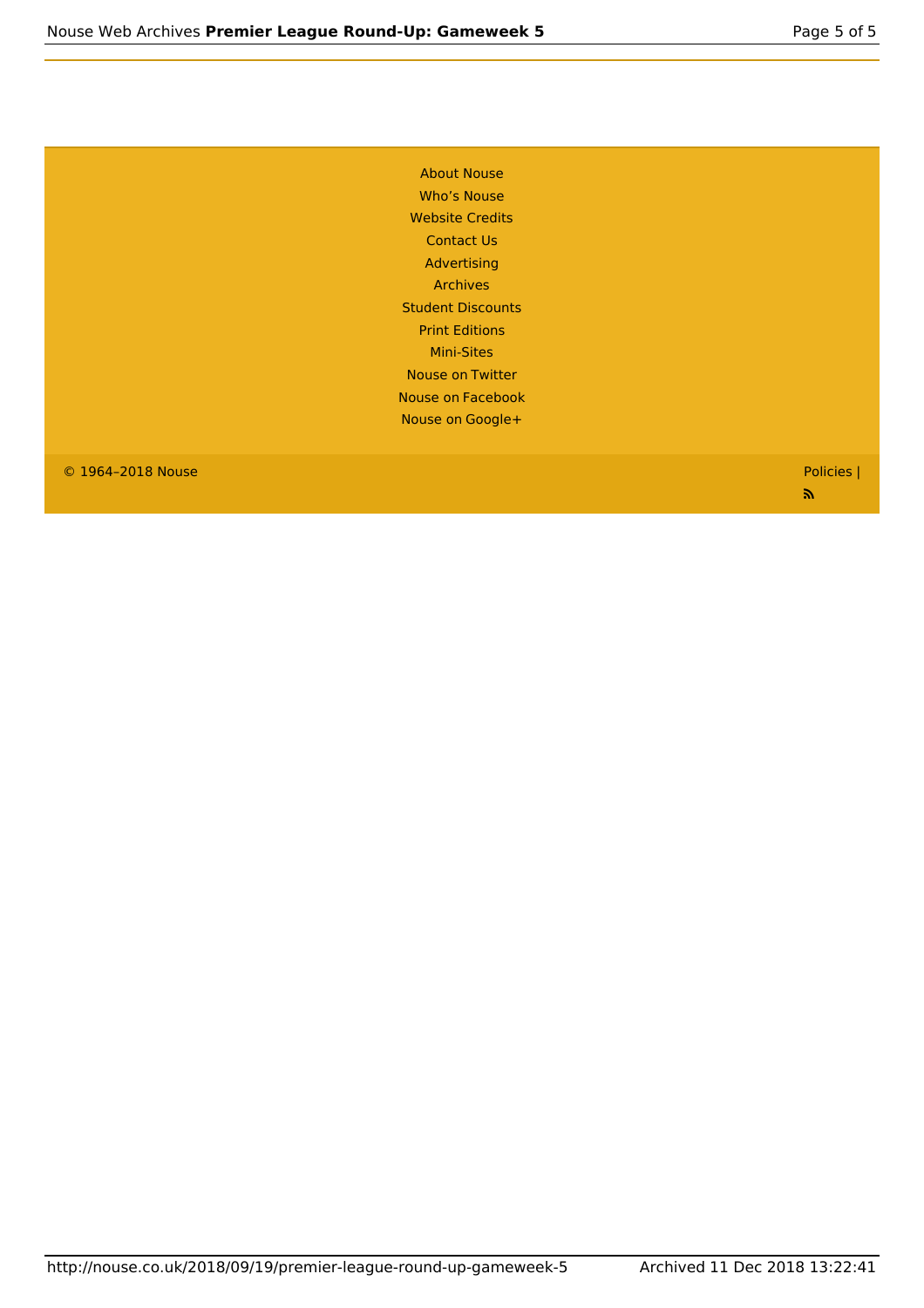About Nouse
Who’s Nouse
Website Credits
Contact Us
Advertising
Archives
Student Discounts
Print Editions
Mini-Sites
Nouse on Twitter
Nouse on Facebook
Nouse on Google+

© 1964–2018 Nouse

Policies |